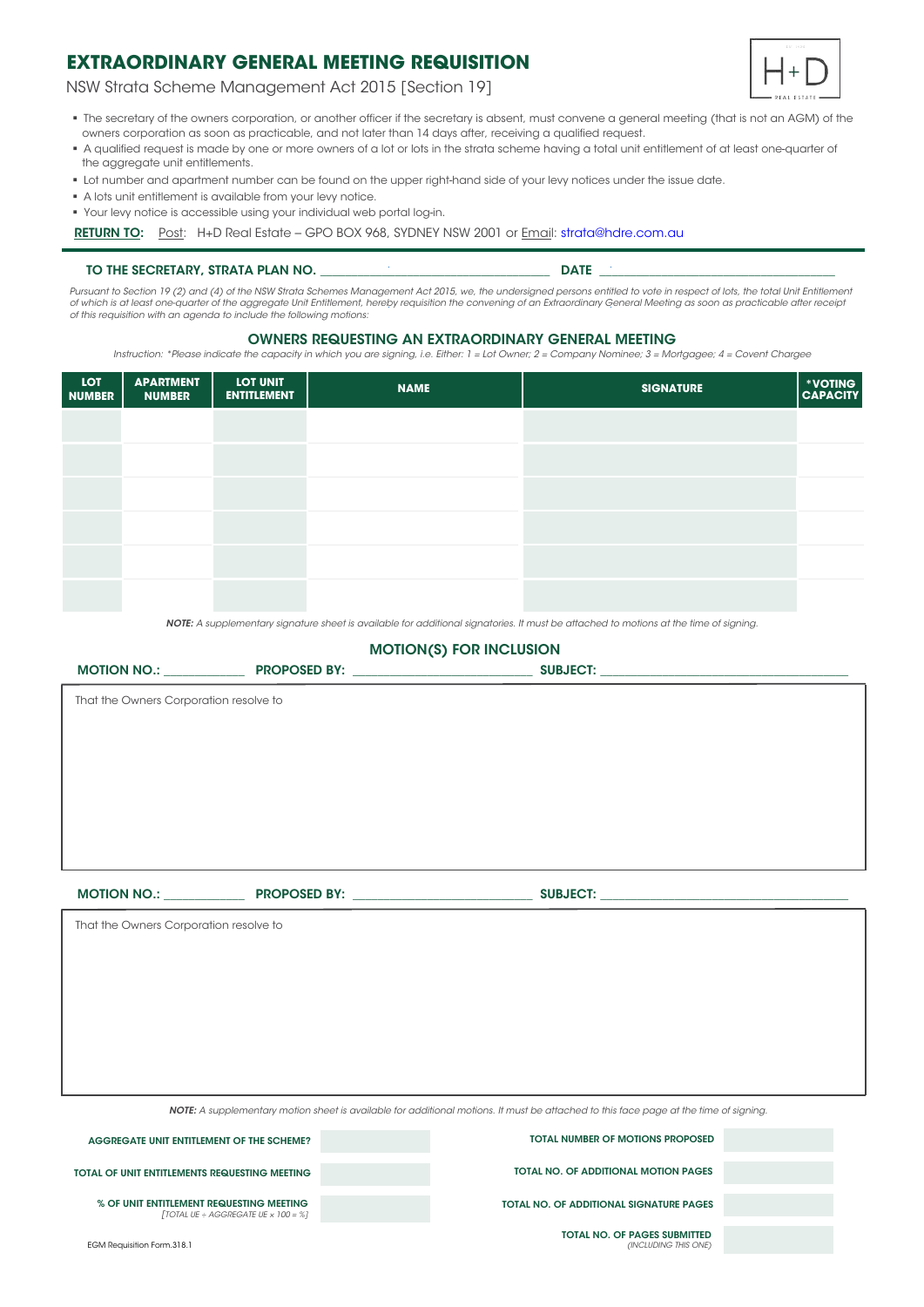# EXTRAORDINARY GENERAL MEETING REQUISITION

NSW Strata Scheme Management Act 2015 [Section 19]

- The secretary of the owners corporation, or another officer if the secretary is absent, must convene a general meeting (that is not an AGM) of the owners corporation as soon as practicable, and not later than 14 days after, receiving a qualified request.
- A qualified request is made by one or more owners of a lot or lots in the strata scheme having a total unit entitlement of at least one-quarter of the aggregate unit entitlements.
- Lot number and apartment number can be found on the upper right-hand side of your levy notices under the issue date.
- A lots unit entitlement is available from your levy notice.
- Your levy notice is accessible using your individual web portal log-in.

**RETURN TO:** Post: H+D Real Estate – GPO BOX 968, SYDNEY NSW 2001 or Email: strata@hdre.com.au

**TO THE SECRETARY, STRATA PLAN NO.** ______________________ **DATE** ______________________

*Pursuant to Section 19 (2) and (4) of the NSW Strata Schemes Management Act 2015, we, the undersigned persons entitled to vote in respect of lots, the total Unit Entitlement of which is at least one-quarter of the aggregate Unit Entitlement, hereby requisition the convening of an Extraordinary General Meeting as soon as practicable after receipt of this requisition with an agenda to include the following motions:*

## OWNERS REQUESTING AN EXTRAORDINARY GENERAL MEETING

*Instruction: \*Please indicate the capacity in which you are signing, i.e. Either: 1 = Lot Owner; 2 = Company Nominee; 3 = Mortgagee; 4 = Covent Chargee*

| LOT NUMBER | APARTMENT NUMBER | LOT UNIT ENTITLEMENT | NAME | SIGNATURE | *VOTING CAPACITY |
|---|---|---|---|---|---|
| | | | | | |
| | | | | | |
| | | | | | |
| | | | | | |
| | | | | | |
| | | | | | |

***NOTE:** A supplementary signature sheet is available for additional signatories. It must be attached to motions at the time of signing.*

## MOTION(S) FOR INCLUSION

**MOTION NO.:** __________ **PROPOSED BY:** ______________________ **SUBJECT:** ______________________

That the Owners Corporation resolve to

**MOTION NO.:** __________ **PROPOSED BY:** ______________________ **SUBJECT:** ______________________

That the Owners Corporation resolve to

***NOTE:** A supplementary motion sheet is available for additional motions. It must be attached to this face page at the time of signing.*

| | | | |
|---|---|---|---|
| **AGGREGATE UNIT ENTITLEMENT OF THE SCHEME?** | | **TOTAL NUMBER OF MOTIONS PROPOSED** | |
| **TOTAL OF UNIT ENTITLEMENTS REQUESTING MEETING** | | **TOTAL NO. OF ADDITIONAL MOTION PAGES** | |
| **% OF UNIT ENTITLEMENT REQUESTING MEETING** *[TOTAL UE ÷ AGGREGATE UE × 100 = %]* | | **TOTAL NO. OF ADDITIONAL SIGNATURE PAGES** | |
| | | **TOTAL NO. OF PAGES SUBMITTED** *(INCLUDING THIS ONE)* | |

EGM Requisition Form.318.1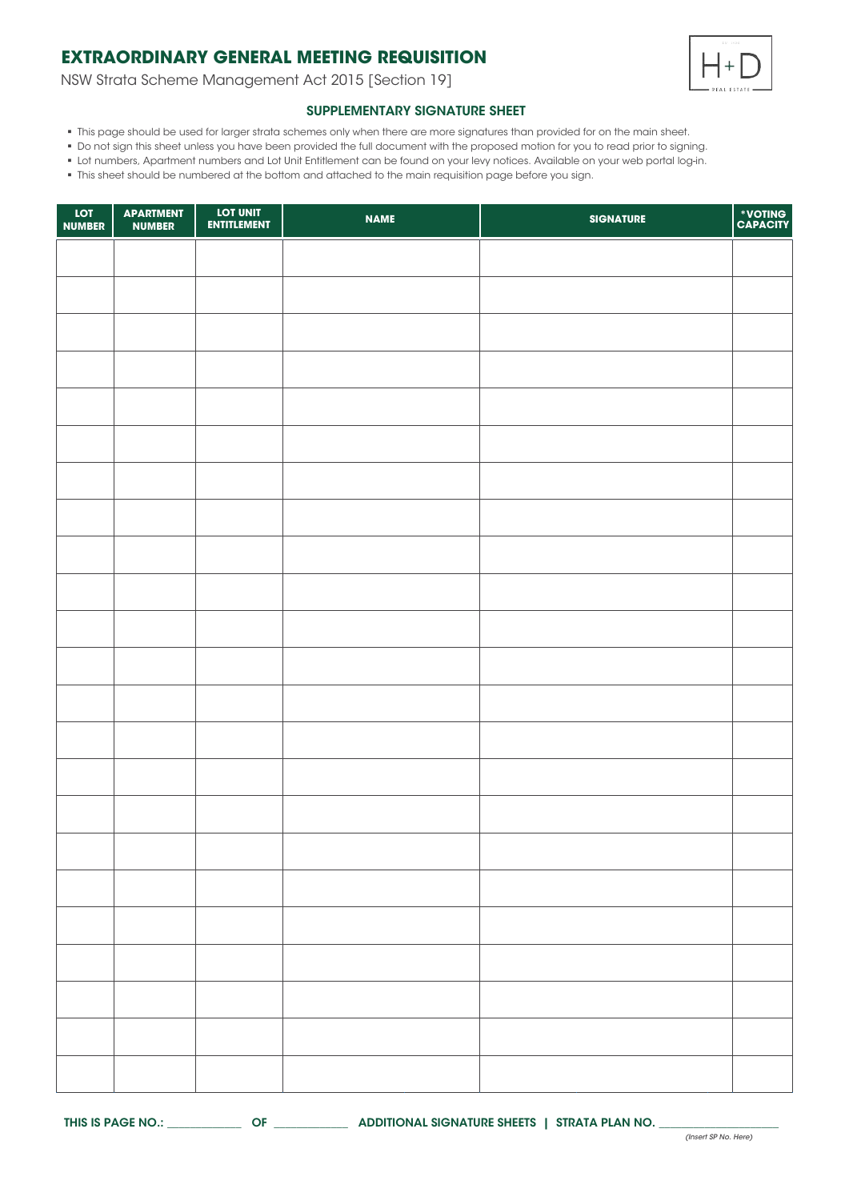# EXTRAORDINARY GENERAL MEETING REQUISITION

NSW Strata Scheme Management Act 2015 [Section 19]

## SUPPLEMENTARY SIGNATURE SHEET

- This page should be used for larger strata schemes only when there are more signatures than provided for on the main sheet.
- Do not sign this sheet unless you have been provided the full document with the proposed motion for you to read prior to signing.
- Lot numbers, Apartment numbers and Lot Unit Entitlement can be found on your levy notices. Available on your web portal log-in.
- This sheet should be numbered at the bottom and attached to the main requisition page before you sign.

| LOT NUMBER | APARTMENT NUMBER | LOT UNIT ENTITLEMENT | NAME | SIGNATURE | *VOTING CAPACITY |
|---|---|---|---|---|---|
| | | | | | |
| | | | | | |
| | | | | | |
| | | | | | |
| | | | | | |
| | | | | | |
| | | | | | |
| | | | | | |
| | | | | | |
| | | | | | |
| | | | | | |
| | | | | | |
| | | | | | |
| | | | | | |
| | | | | | |
| | | | | | |
| | | | | | |
| | | | | | |
| | | | | | |
| | | | | | |
| | | | | | |
| | | | | | |
| | | | | | |

**THIS IS PAGE NO.:** ____________ **OF** ____________ **ADDITIONAL SIGNATURE SHEETS | STRATA PLAN NO.** ____________________

*(Insert SP No. Here)*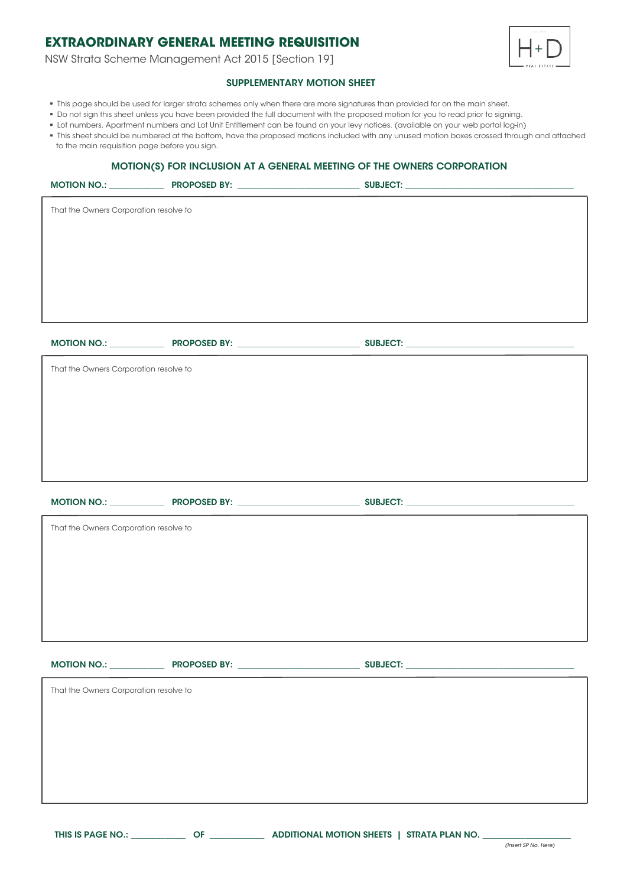# EXTRAORDINARY GENERAL MEETING REQUISITION

NSW Strata Scheme Management Act 2015 [Section 19]

### SUPPLEMENTARY MOTION SHEET

- This page should be used for larger strata schemes only when there are more signatures than provided for on the main sheet.
- Do not sign this sheet unless you have been provided the full document with the proposed motion for you to read prior to signing.
- Lot numbers, Apartment numbers and Lot Unit Entitlement can be found on your levy notices. (available on your web portal log-in)
- This sheet should be numbered at the bottom, have the proposed motions included with any unused motion boxes crossed through and attached to the main requisition page before you sign.

## MOTION(S) FOR INCLUSION AT A GENERAL MEETING OF THE OWNERS CORPORATION

**MOTION NO.:** ____________ **PROPOSED BY:** ____________________________ **SUBJECT:** ______________________________________

That the Owners Corporation resolve to

**MOTION NO.:** ____________ **PROPOSED BY:** ____________________________ **SUBJECT:** ______________________________________

That the Owners Corporation resolve to

**MOTION NO.:** ____________ **PROPOSED BY:** ____________________________ **SUBJECT:** ______________________________________

That the Owners Corporation resolve to

**MOTION NO.:** ____________ **PROPOSED BY:** ____________________________ **SUBJECT:** ______________________________________

That the Owners Corporation resolve to

**THIS IS PAGE NO.:** ____________ **OF** ____________ **ADDITIONAL MOTION SHEETS | STRATA PLAN NO.** ____________________

*(Insert SP No. Here)*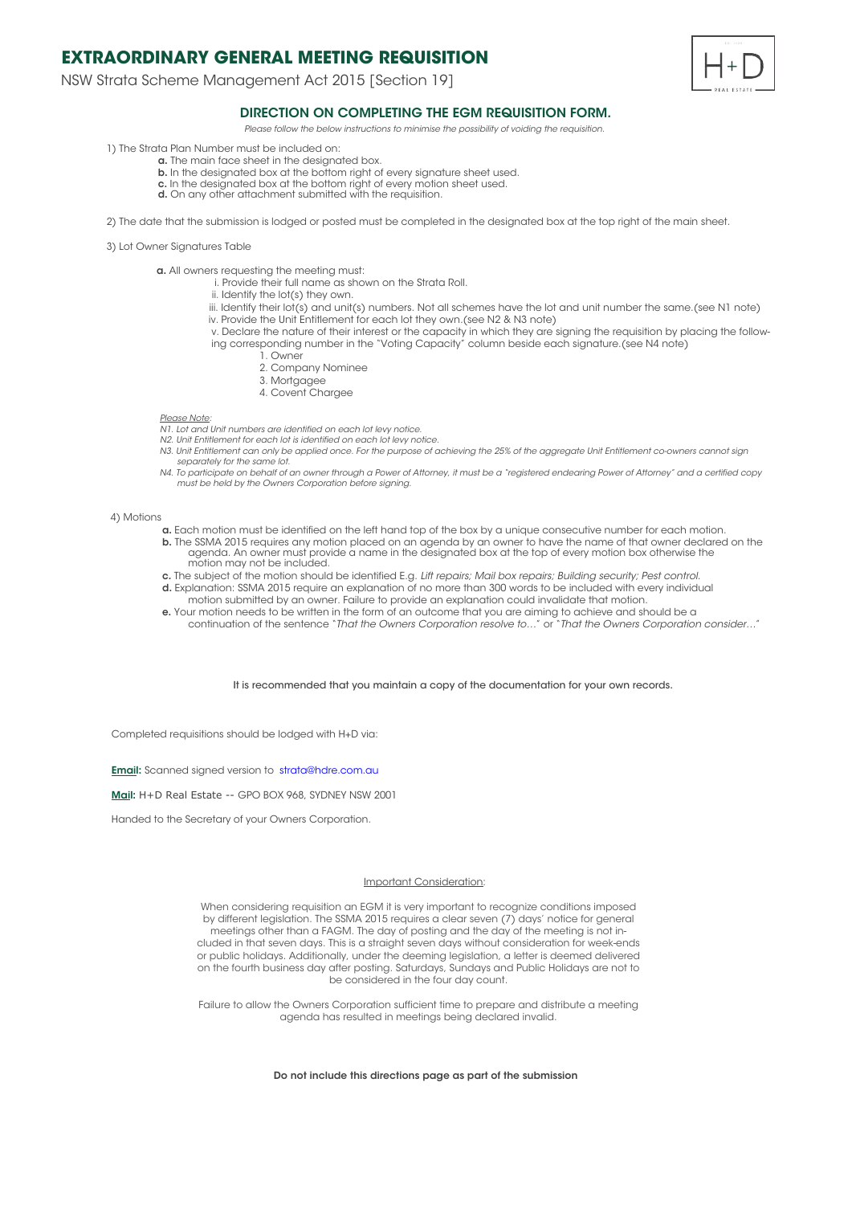# EXTRAORDINARY GENERAL MEETING REQUISITION

NSW Strata Scheme Management Act 2015 [Section 19]

H+D REAL ESTATE

## DIRECTION ON COMPLETING THE EGM REQUISITION FORM.

*Please follow the below instructions to minimise the possibility of voiding the requisition.*

1) The Strata Plan Number must be included on:

- **a.** The main face sheet in the designated box.
- **b.** In the designated box at the bottom right of every signature sheet used.
- **c.** In the designated box at the bottom right of every motion sheet used.
- **d.** On any other attachment submitted with the requisition.

2) The date that the submission is lodged or posted must be completed in the designated box at the top right of the main sheet.

3) Lot Owner Signatures Table

**a.** All owners requesting the meeting must:

- i. Provide their full name as shown on the Strata Roll.
- ii. Identify the lot(s) they own.
- iii. Identify their lot(s) and unit(s) numbers. Not all schemes have the lot and unit number the same.(see N1 note)
- iv. Provide the Unit Entitlement for each lot they own.(see N2 & N3 note)
- v. Declare the nature of their interest or the capacity in which they are signing the requisition by placing the following corresponding number in the "Voting Capacity" column beside each signature.(see N4 note)
  1. Owner
  2. Company Nominee
  3. Mortgagee
  4. Covent Chargee

*Please Note:*

*N1. Lot and Unit numbers are identified on each lot levy notice.*

*N2. Unit Entitlement for each lot is identified on each lot levy notice.*

*N3. Unit Entitlement can only be applied once. For the purpose of achieving the 25% of the aggregate Unit Entitlement co-owners cannot sign separately for the same lot.*

*N4. To participate on behalf of an owner through a Power of Attorney, it must be a "registered endearing Power of Attorney" and a certified copy must be held by the Owners Corporation before signing.*

4) Motions

- **a.** Each motion must be identified on the left hand top of the box by a unique consecutive number for each motion.
- **b.** The SSMA 2015 requires any motion placed on an agenda by an owner to have the name of that owner declared on the agenda. An owner must provide a name in the designated box at the top of every motion box otherwise the motion may not be included.
- **c.** The subject of the motion should be identified E.g. *Lift repairs; Mail box repairs; Building security; Pest control.*
- **d.** Explanation: SSMA 2015 require an explanation of no more than 300 words to be included with every individual motion submitted by an owner. Failure to provide an explanation could invalidate that motion.
- **e.** Your motion needs to be written in the form of an outcome that you are aiming to achieve and should be a continuation of the sentence "*That the Owners Corporation resolve to…*" or "*That the Owners Corporation consider…*"

It is recommended that you maintain a copy of the documentation for your own records.

Completed requisitions should be lodged with H+D via:

**Email:** Scanned signed version to strata@hdre.com.au

**Mail:** H+D Real Estate -- GPO BOX 968, SYDNEY NSW 2001

Handed to the Secretary of your Owners Corporation.

Important Consideration:

When considering requisition an EGM it is very important to recognize conditions imposed by different legislation. The SSMA 2015 requires a clear seven (7) days' notice for general meetings other than a FAGM. The day of posting and the day of the meeting is not included in that seven days. This is a straight seven days without consideration for week-ends or public holidays. Additionally, under the deeming legislation, a letter is deemed delivered on the fourth business day after posting. Saturdays, Sundays and Public Holidays are not to be considered in the four day count.

Failure to allow the Owners Corporation sufficient time to prepare and distribute a meeting agenda has resulted in meetings being declared invalid.

**Do not include this directions page as part of the submission**